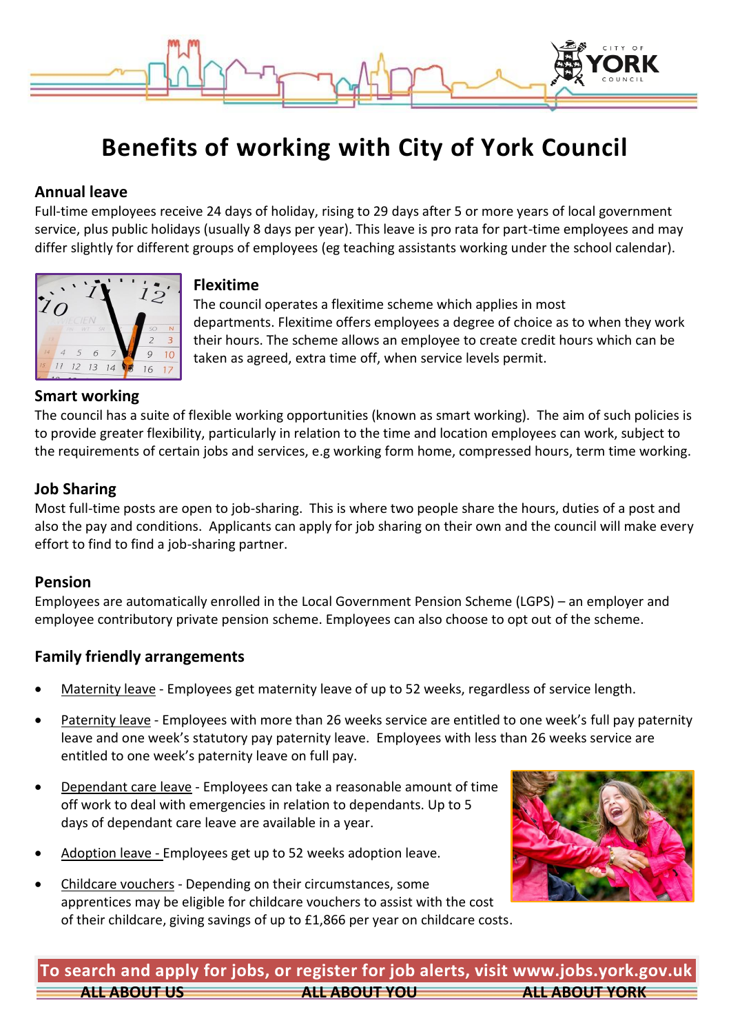# Benefits of working with City of York Council

## Annual leave

Full-time employees receive 24 days of holiday, rising to 29 days after 5 or more years of local government service, plus public holidays (usually 8 days per year). This leave is pro rata for part-time employees and may differ slightly for different groups of employees (eg teaching assistants working under the school calendar).

## Flexitime

The council operates a flexitime scheme which applies in most departments. Flexitime offers employees a degree of choice as to when they work their hours. The scheme allows an employee to create credit hours which can be taken as agreed, extra time off, when service levels permit.

## Smart working

The council has a suite of flexible working opportunities (known as smart working). The aim of such policies is to provide greater flexibility, particularly in relation to the time and location employees can work, subject to the requirements of certain jobs and services, e.g working form home, compressed hours, term time working.

## Job Sharing

Most full-time posts are open to job-sharing. This is where two people share the hours, duties of a post and also the pay and conditions. Applicants can apply for job sharing on their own and the council will make every effort to find to find a job-sharing partner.

## Pension

Employees are automatically enrolled in the Local Government Pension Scheme (LGPS) – an employer and employee contributory private pension scheme. Employees can also choose to opt out of the scheme.

## Family friendly arrangements

- Maternity leave - Employees get maternity leave of up to 52 weeks, regardless of service length.
- Paternity leave - Employees with more than 26 weeks service are entitled to one week's full pay paternity leave and one week's statutory pay paternity leave. Employees with less than 26 weeks service are entitled to one week's paternity leave on full pay.
- Dependant care leave - Employees can take a reasonable amount of time off work to deal with emergencies in relation to dependants. Up to 5 days of dependant care leave are available in a year.
- Adoption leave - Employees get up to 52 weeks adoption leave.
- Childcare vouchers - Depending on their circumstances, some apprentices may be eligible for childcare vouchers to assist with the cost of their childcare, giving savings of up to £1,866 per year on childcare costs.

**To search and apply for jobs, or register for job alerts, visit www.jobs.york.gov.uk**

**ALL ABOUT US** **ALL ABOUT YOU** **ALL ABOUT YORK**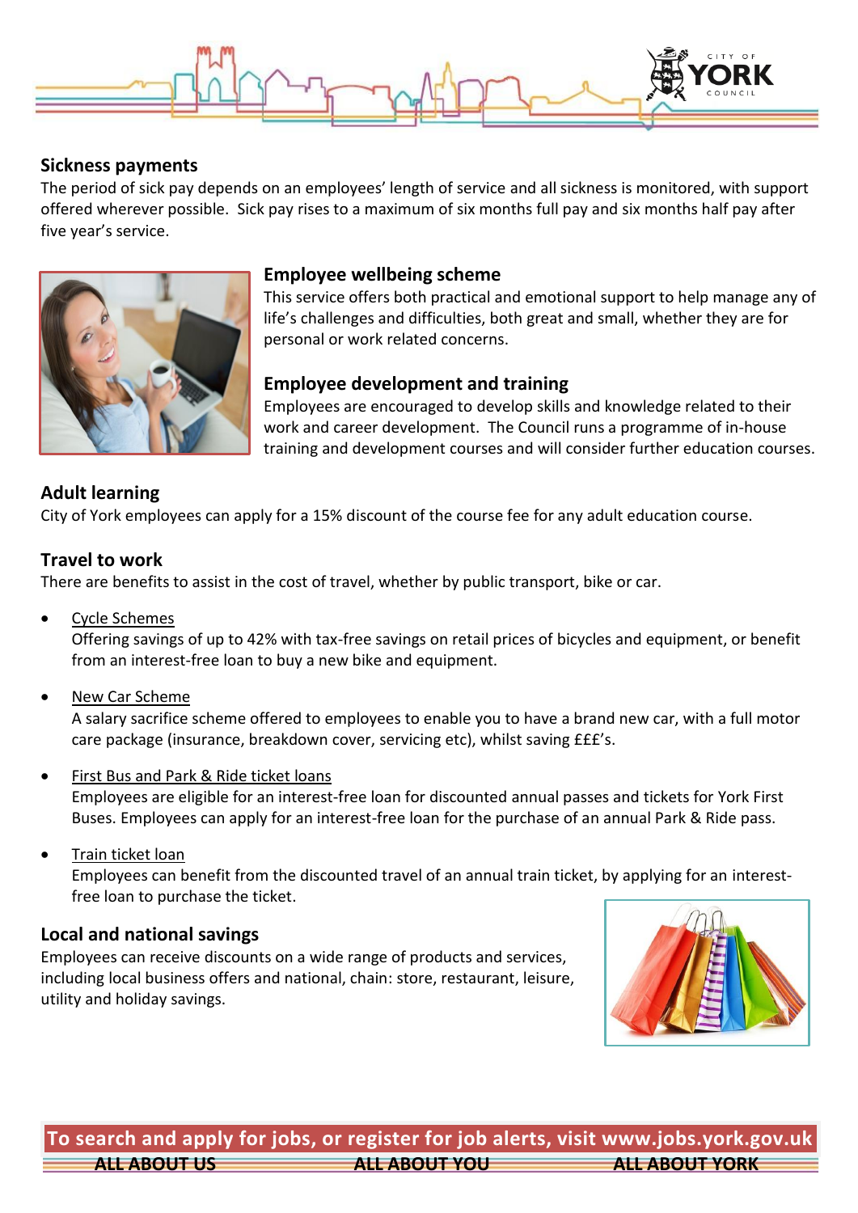## Sickness payments

The period of sick pay depends on an employees' length of service and all sickness is monitored, with support offered wherever possible. Sick pay rises to a maximum of six months full pay and six months half pay after five year's service.

## Employee wellbeing scheme

This service offers both practical and emotional support to help manage any of life's challenges and difficulties, both great and small, whether they are for personal or work related concerns.

## Employee development and training

Employees are encouraged to develop skills and knowledge related to their work and career development. The Council runs a programme of in-house training and development courses and will consider further education courses.

## Adult learning

City of York employees can apply for a 15% discount of the course fee for any adult education course.

## Travel to work

There are benefits to assist in the cost of travel, whether by public transport, bike or car.

- Cycle Schemes
  Offering savings of up to 42% with tax-free savings on retail prices of bicycles and equipment, or benefit from an interest-free loan to buy a new bike and equipment.
- New Car Scheme
  A salary sacrifice scheme offered to employees to enable you to have a brand new car, with a full motor care package (insurance, breakdown cover, servicing etc), whilst saving £££'s.
- First Bus and Park & Ride ticket loans
  Employees are eligible for an interest-free loan for discounted annual passes and tickets for York First Buses. Employees can apply for an interest-free loan for the purchase of an annual Park & Ride pass.
- Train ticket loan
  Employees can benefit from the discounted travel of an annual train ticket, by applying for an interest-free loan to purchase the ticket.

## Local and national savings

Employees can receive discounts on a wide range of products and services, including local business offers and national, chain: store, restaurant, leisure, utility and holiday savings.

**To search and apply for jobs, or register for job alerts, visit www.jobs.york.gov.uk**

**ALL ABOUT US** **ALL ABOUT YOU** **ALL ABOUT YORK**